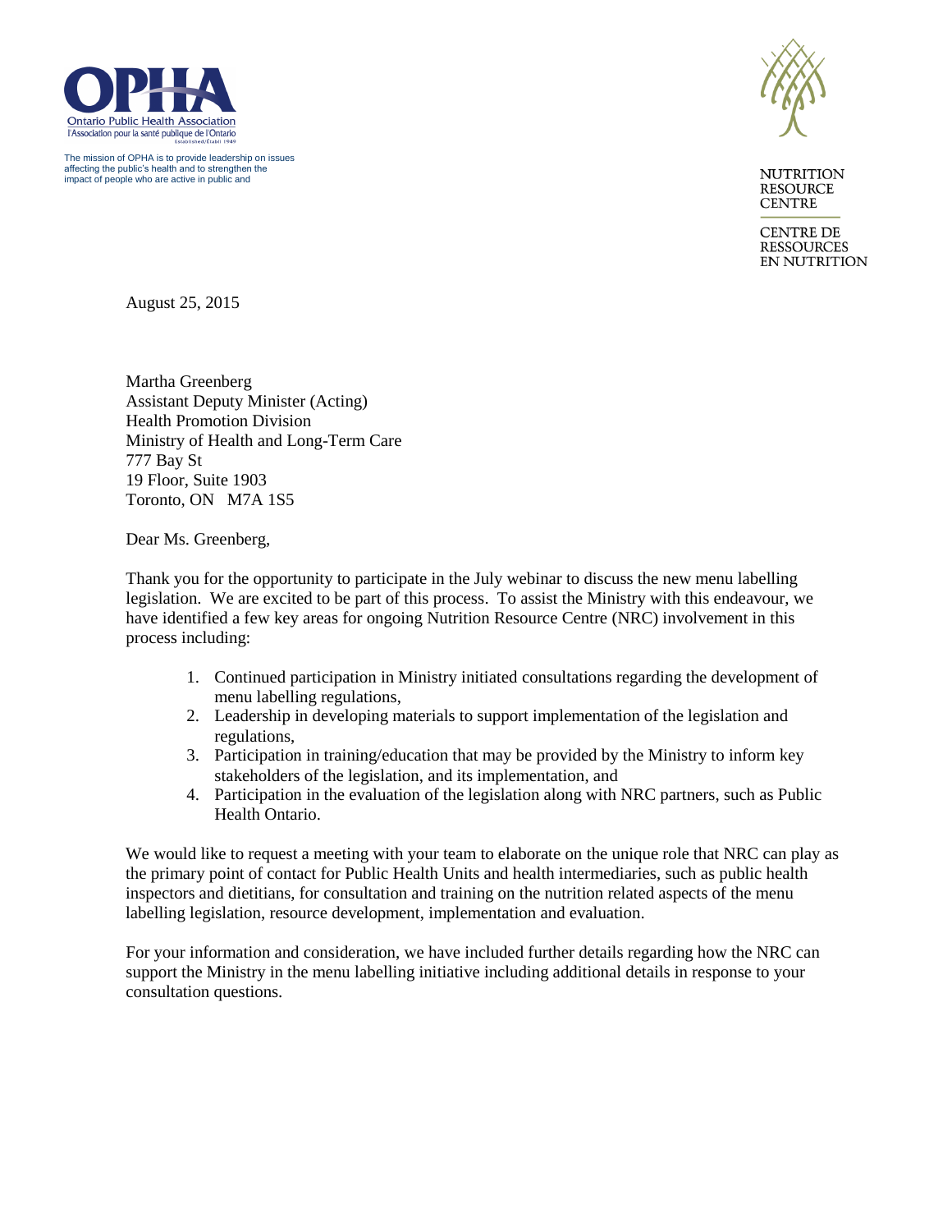Ontario Public Health Association
l'Association pour la santé publique de l'Ontario
Established/Établi 1949

The mission of OPHA is to provide leadership on issues affecting the public's health and to strengthen the impact of people who are active in public and

NUTRITION RESOURCE CENTRE

CENTRE DE RESSOURCES EN NUTRITION

August 25, 2015

Martha Greenberg
Assistant Deputy Minister (Acting)
Health Promotion Division
Ministry of Health and Long-Term Care
777 Bay St
19 Floor, Suite 1903
Toronto, ON M7A 1S5

Dear Ms. Greenberg,

Thank you for the opportunity to participate in the July webinar to discuss the new menu labelling legislation. We are excited to be part of this process. To assist the Ministry with this endeavour, we have identified a few key areas for ongoing Nutrition Resource Centre (NRC) involvement in this process including:

1. Continued participation in Ministry initiated consultations regarding the development of menu labelling regulations,
2. Leadership in developing materials to support implementation of the legislation and regulations,
3. Participation in training/education that may be provided by the Ministry to inform key stakeholders of the legislation, and its implementation, and
4. Participation in the evaluation of the legislation along with NRC partners, such as Public Health Ontario.

We would like to request a meeting with your team to elaborate on the unique role that NRC can play as the primary point of contact for Public Health Units and health intermediaries, such as public health inspectors and dietitians, for consultation and training on the nutrition related aspects of the menu labelling legislation, resource development, implementation and evaluation.

For your information and consideration, we have included further details regarding how the NRC can support the Ministry in the menu labelling initiative including additional details in response to your consultation questions.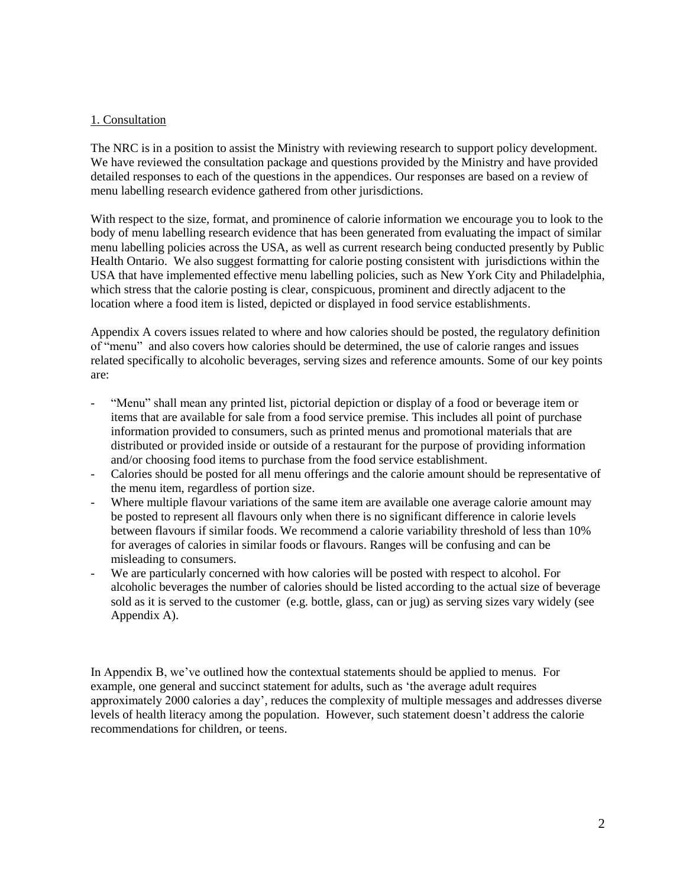## 1. Consultation

The NRC is in a position to assist the Ministry with reviewing research to support policy development. We have reviewed the consultation package and questions provided by the Ministry and have provided detailed responses to each of the questions in the appendices. Our responses are based on a review of menu labelling research evidence gathered from other jurisdictions.

With respect to the size, format, and prominence of calorie information we encourage you to look to the body of menu labelling research evidence that has been generated from evaluating the impact of similar menu labelling policies across the USA, as well as current research being conducted presently by Public Health Ontario. We also suggest formatting for calorie posting consistent with jurisdictions within the USA that have implemented effective menu labelling policies, such as New York City and Philadelphia, which stress that the calorie posting is clear, conspicuous, prominent and directly adjacent to the location where a food item is listed, depicted or displayed in food service establishments.

Appendix A covers issues related to where and how calories should be posted, the regulatory definition of "menu" and also covers how calories should be determined, the use of calorie ranges and issues related specifically to alcoholic beverages, serving sizes and reference amounts. Some of our key points are:

- "Menu" shall mean any printed list, pictorial depiction or display of a food or beverage item or items that are available for sale from a food service premise. This includes all point of purchase information provided to consumers, such as printed menus and promotional materials that are distributed or provided inside or outside of a restaurant for the purpose of providing information and/or choosing food items to purchase from the food service establishment.
- Calories should be posted for all menu offerings and the calorie amount should be representative of the menu item, regardless of portion size.
- Where multiple flavour variations of the same item are available one average calorie amount may be posted to represent all flavours only when there is no significant difference in calorie levels between flavours if similar foods. We recommend a calorie variability threshold of less than 10% for averages of calories in similar foods or flavours. Ranges will be confusing and can be misleading to consumers.
- We are particularly concerned with how calories will be posted with respect to alcohol. For alcoholic beverages the number of calories should be listed according to the actual size of beverage sold as it is served to the customer (e.g. bottle, glass, can or jug) as serving sizes vary widely (see Appendix A).

In Appendix B, we've outlined how the contextual statements should be applied to menus. For example, one general and succinct statement for adults, such as 'the average adult requires approximately 2000 calories a day', reduces the complexity of multiple messages and addresses diverse levels of health literacy among the population. However, such statement doesn't address the calorie recommendations for children, or teens.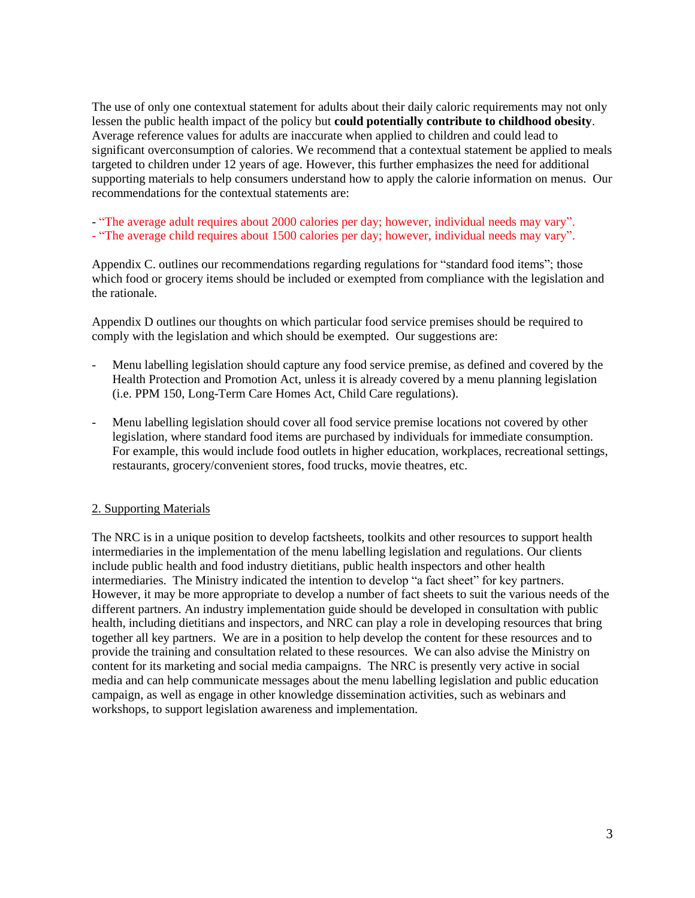The use of only one contextual statement for adults about their daily caloric requirements may not only lessen the public health impact of the policy but **could potentially contribute to childhood obesity**. Average reference values for adults are inaccurate when applied to children and could lead to significant overconsumption of calories. We recommend that a contextual statement be applied to meals targeted to children under 12 years of age. However, this further emphasizes the need for additional supporting materials to help consumers understand how to apply the calorie information on menus. Our recommendations for the contextual statements are:

- "The average adult requires about 2000 calories per day; however, individual needs may vary".
- "The average child requires about 1500 calories per day; however, individual needs may vary".

Appendix C. outlines our recommendations regarding regulations for "standard food items"; those which food or grocery items should be included or exempted from compliance with the legislation and the rationale.

Appendix D outlines our thoughts on which particular food service premises should be required to comply with the legislation and which should be exempted. Our suggestions are:

- Menu labelling legislation should capture any food service premise, as defined and covered by the Health Protection and Promotion Act, unless it is already covered by a menu planning legislation (i.e. PPM 150, Long-Term Care Homes Act, Child Care regulations).

- Menu labelling legislation should cover all food service premise locations not covered by other legislation, where standard food items are purchased by individuals for immediate consumption. For example, this would include food outlets in higher education, workplaces, recreational settings, restaurants, grocery/convenient stores, food trucks, movie theatres, etc.

## 2. Supporting Materials

The NRC is in a unique position to develop factsheets, toolkits and other resources to support health intermediaries in the implementation of the menu labelling legislation and regulations. Our clients include public health and food industry dietitians, public health inspectors and other health intermediaries. The Ministry indicated the intention to develop "a fact sheet" for key partners. However, it may be more appropriate to develop a number of fact sheets to suit the various needs of the different partners. An industry implementation guide should be developed in consultation with public health, including dietitians and inspectors, and NRC can play a role in developing resources that bring together all key partners. We are in a position to help develop the content for these resources and to provide the training and consultation related to these resources. We can also advise the Ministry on content for its marketing and social media campaigns. The NRC is presently very active in social media and can help communicate messages about the menu labelling legislation and public education campaign, as well as engage in other knowledge dissemination activities, such as webinars and workshops, to support legislation awareness and implementation.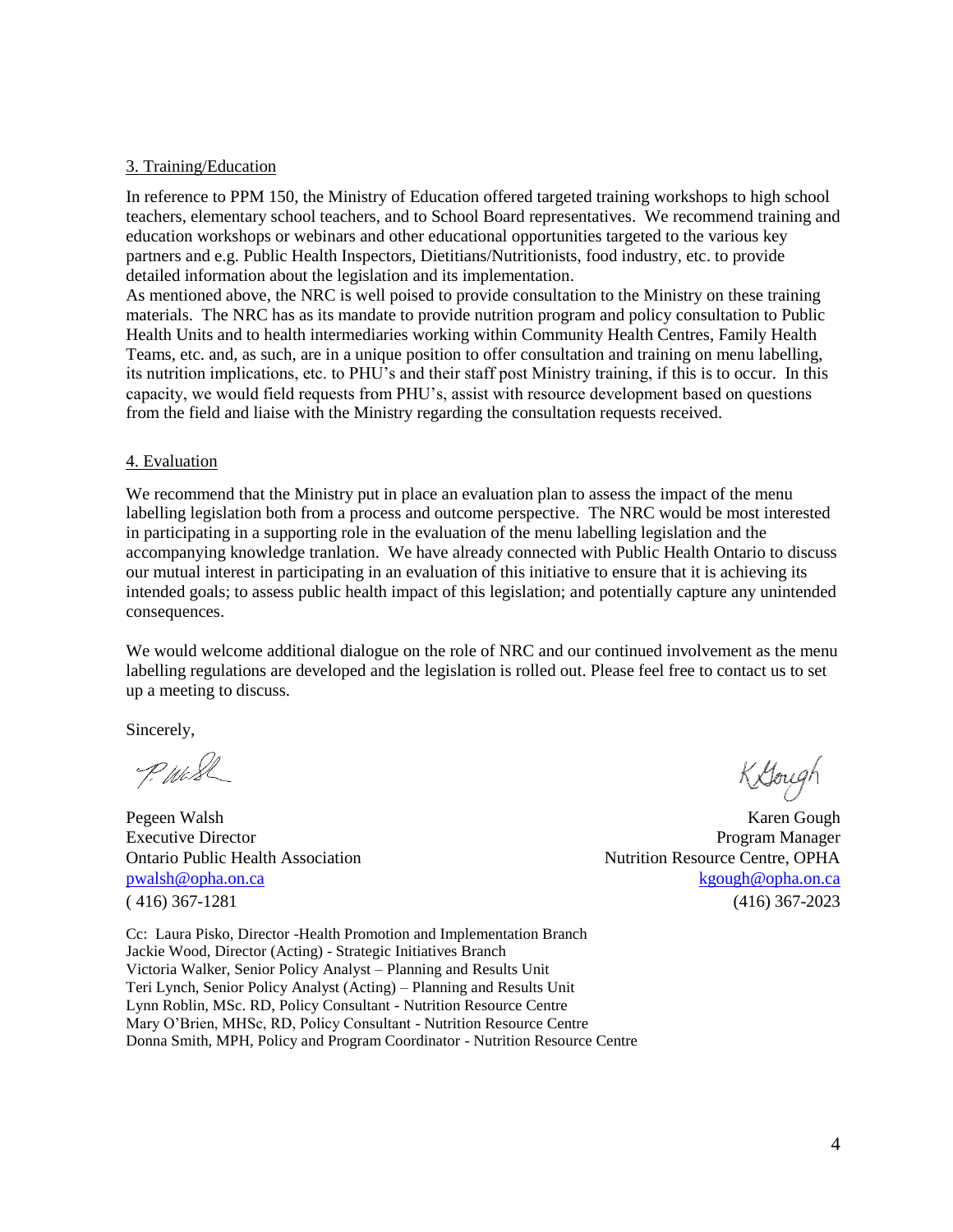3. Training/Education

In reference to PPM 150, the Ministry of Education offered targeted training workshops to high school teachers, elementary school teachers, and to School Board representatives. We recommend training and education workshops or webinars and other educational opportunities targeted to the various key partners and e.g. Public Health Inspectors, Dietitians/Nutritionists, food industry, etc. to provide detailed information about the legislation and its implementation.
As mentioned above, the NRC is well poised to provide consultation to the Ministry on these training materials. The NRC has as its mandate to provide nutrition program and policy consultation to Public Health Units and to health intermediaries working within Community Health Centres, Family Health Teams, etc. and, as such, are in a unique position to offer consultation and training on menu labelling, its nutrition implications, etc. to PHU's and their staff post Ministry training, if this is to occur. In this capacity, we would field requests from PHU's, assist with resource development based on questions from the field and liaise with the Ministry regarding the consultation requests received.

4. Evaluation

We recommend that the Ministry put in place an evaluation plan to assess the impact of the menu labelling legislation both from a process and outcome perspective. The NRC would be most interested in participating in a supporting role in the evaluation of the menu labelling legislation and the accompanying knowledge tranlation. We have already connected with Public Health Ontario to discuss our mutual interest in participating in an evaluation of this initiative to ensure that it is achieving its intended goals; to assess public health impact of this legislation; and potentially capture any unintended consequences.

We would welcome additional dialogue on the role of NRC and our continued involvement as the menu labelling regulations are developed and the legislation is rolled out. Please feel free to contact us to set up a meeting to discuss.

Sincerely,

Pegeen Walsh
Executive Director
Ontario Public Health Association
pwalsh@opha.on.ca
( 416) 367-1281

Karen Gough
Program Manager
Nutrition Resource Centre, OPHA
kgough@opha.on.ca
(416) 367-2023

Cc: Laura Pisko, Director -Health Promotion and Implementation Branch
Jackie Wood, Director (Acting) - Strategic Initiatives Branch
Victoria Walker, Senior Policy Analyst – Planning and Results Unit
Teri Lynch, Senior Policy Analyst (Acting) – Planning and Results Unit
Lynn Roblin, MSc. RD, Policy Consultant - Nutrition Resource Centre
Mary O'Brien, MHSc, RD, Policy Consultant - Nutrition Resource Centre
Donna Smith, MPH, Policy and Program Coordinator - Nutrition Resource Centre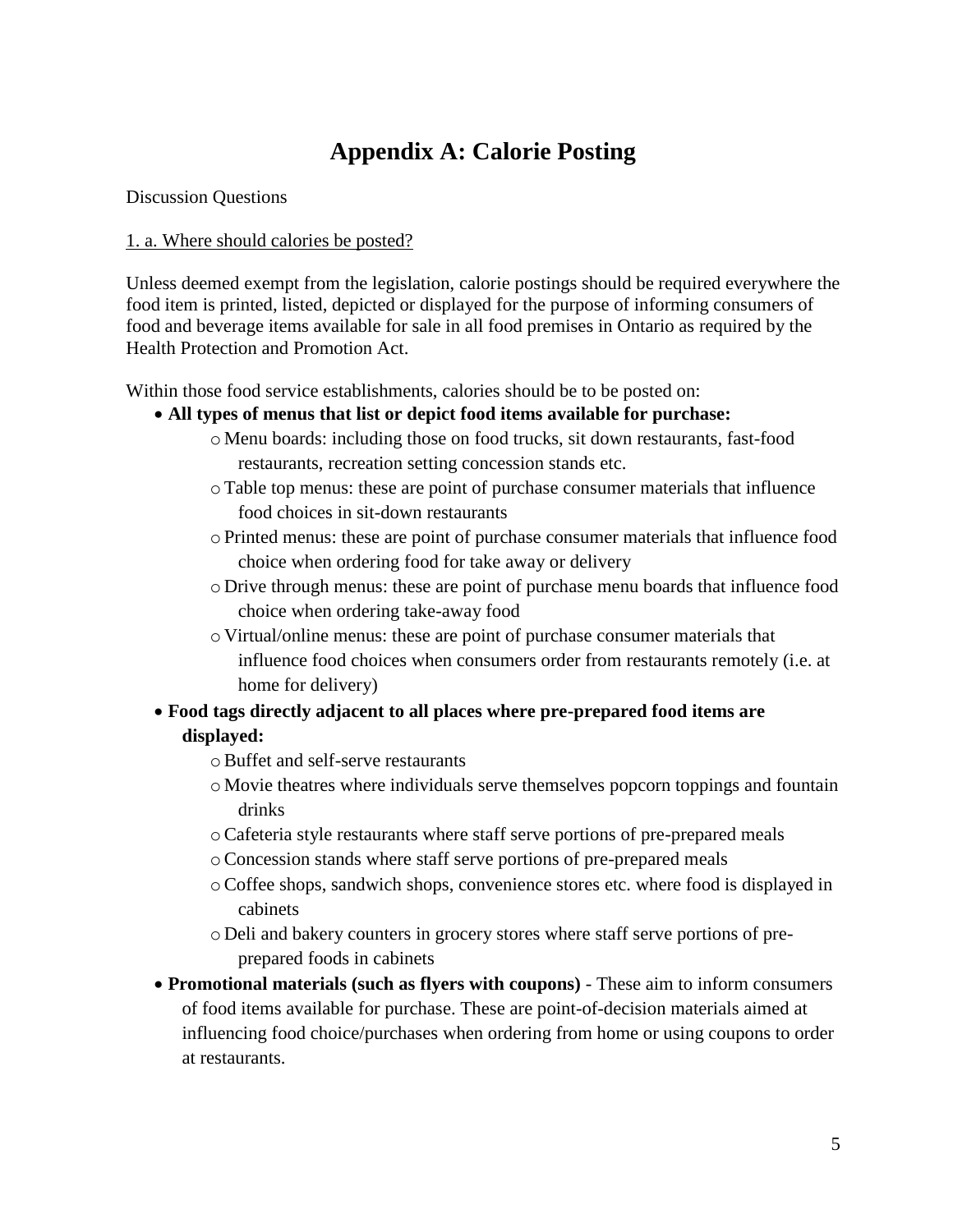# Appendix A: Calorie Posting

Discussion Questions

1. a. Where should calories be posted?

Unless deemed exempt from the legislation, calorie postings should be required everywhere the food item is printed, listed, depicted or displayed for the purpose of informing consumers of food and beverage items available for sale in all food premises in Ontario as required by the Health Protection and Promotion Act.

Within those food service establishments, calories should be to be posted on:

- **All types of menus that list or depict food items available for purchase:**
  - Menu boards: including those on food trucks, sit down restaurants, fast-food restaurants, recreation setting concession stands etc.
  - Table top menus: these are point of purchase consumer materials that influence food choices in sit-down restaurants
  - Printed menus: these are point of purchase consumer materials that influence food choice when ordering food for take away or delivery
  - Drive through menus: these are point of purchase menu boards that influence food choice when ordering take-away food
  - Virtual/online menus: these are point of purchase consumer materials that influence food choices when consumers order from restaurants remotely (i.e. at home for delivery)
- **Food tags directly adjacent to all places where pre-prepared food items are displayed:**
  - Buffet and self-serve restaurants
  - Movie theatres where individuals serve themselves popcorn toppings and fountain drinks
  - Cafeteria style restaurants where staff serve portions of pre-prepared meals
  - Concession stands where staff serve portions of pre-prepared meals
  - Coffee shops, sandwich shops, convenience stores etc. where food is displayed in cabinets
  - Deli and bakery counters in grocery stores where staff serve portions of pre-prepared foods in cabinets
- **Promotional materials (such as flyers with coupons)** - These aim to inform consumers of food items available for purchase. These are point-of-decision materials aimed at influencing food choice/purchases when ordering from home or using coupons to order at restaurants.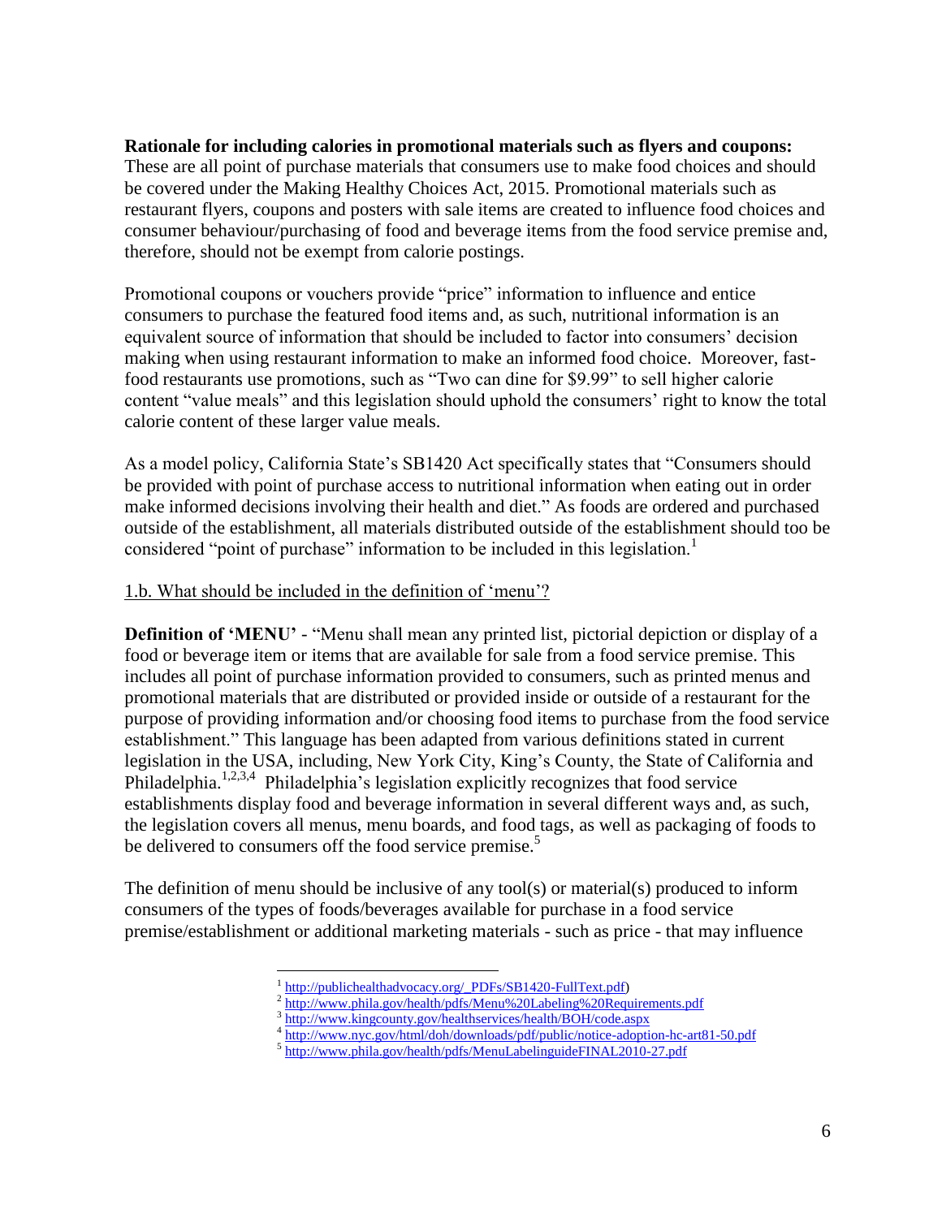**Rationale for including calories in promotional materials such as flyers and coupons:** These are all point of purchase materials that consumers use to make food choices and should be covered under the Making Healthy Choices Act, 2015. Promotional materials such as restaurant flyers, coupons and posters with sale items are created to influence food choices and consumer behaviour/purchasing of food and beverage items from the food service premise and, therefore, should not be exempt from calorie postings.

Promotional coupons or vouchers provide "price" information to influence and entice consumers to purchase the featured food items and, as such, nutritional information is an equivalent source of information that should be included to factor into consumers' decision making when using restaurant information to make an informed food choice. Moreover, fast-food restaurants use promotions, such as "Two can dine for $9.99" to sell higher calorie content "value meals" and this legislation should uphold the consumers' right to know the total calorie content of these larger value meals.

As a model policy, California State's SB1420 Act specifically states that "Consumers should be provided with point of purchase access to nutritional information when eating out in order make informed decisions involving their health and diet." As foods are ordered and purchased outside of the establishment, all materials distributed outside of the establishment should too be considered "point of purchase" information to be included in this legislation.[1]

1.b. What should be included in the definition of 'menu'?

**Definition of 'MENU'** - "Menu shall mean any printed list, pictorial depiction or display of a food or beverage item or items that are available for sale from a food service premise. This includes all point of purchase information provided to consumers, such as printed menus and promotional materials that are distributed or provided inside or outside of a restaurant for the purpose of providing information and/or choosing food items to purchase from the food service establishment." This language has been adapted from various definitions stated in current legislation in the USA, including, New York City, King's County, the State of California and Philadelphia.[1,2,3,4] Philadelphia's legislation explicitly recognizes that food service establishments display food and beverage information in several different ways and, as such, the legislation covers all menus, menu boards, and food tags, as well as packaging of foods to be delivered to consumers off the food service premise.[5]

The definition of menu should be inclusive of any tool(s) or material(s) produced to inform consumers of the types of foods/beverages available for purchase in a food service premise/establishment or additional marketing materials - such as price - that may influence

[1] http://publichealthadvocacy.org/_PDFs/SB1420-FullText.pdf)
[2] http://www.phila.gov/health/pdfs/Menu%20Labeling%20Requirements.pdf
[3] http://www.kingcounty.gov/healthservices/health/BOH/code.aspx
[4] http://www.nyc.gov/html/doh/downloads/pdf/public/notice-adoption-hc-art81-50.pdf
[5] http://www.phila.gov/health/pdfs/MenuLabelinguideFINAL2010-27.pdf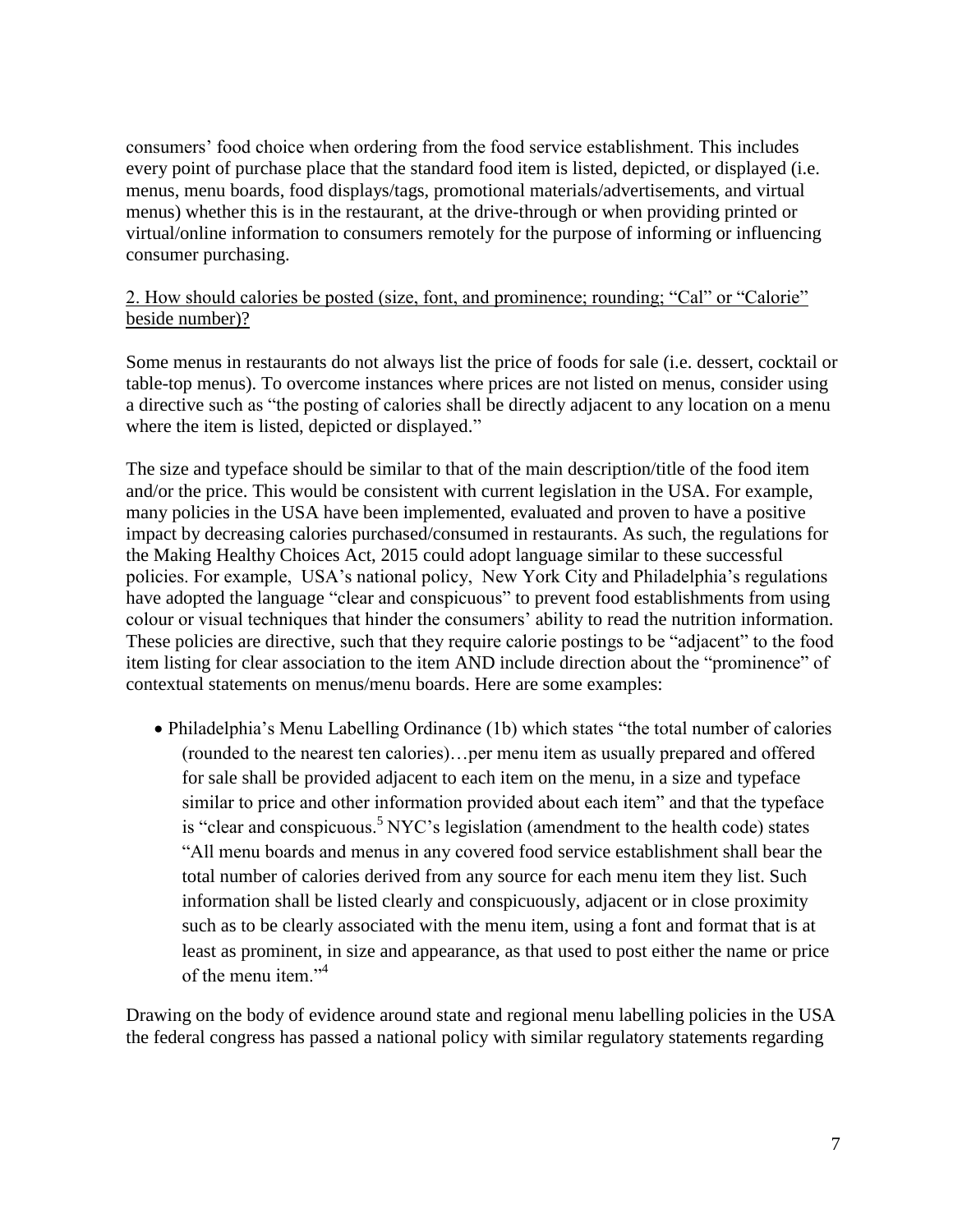consumers' food choice when ordering from the food service establishment. This includes every point of purchase place that the standard food item is listed, depicted, or displayed (i.e. menus, menu boards, food displays/tags, promotional materials/advertisements, and virtual menus) whether this is in the restaurant, at the drive-through or when providing printed or virtual/online information to consumers remotely for the purpose of informing or influencing consumer purchasing.

<u>2. How should calories be posted (size, font, and prominence; rounding; "Cal" or "Calorie" beside number)?</u>

Some menus in restaurants do not always list the price of foods for sale (i.e. dessert, cocktail or table-top menus). To overcome instances where prices are not listed on menus, consider using a directive such as "the posting of calories shall be directly adjacent to any location on a menu where the item is listed, depicted or displayed."

The size and typeface should be similar to that of the main description/title of the food item and/or the price. This would be consistent with current legislation in the USA. For example, many policies in the USA have been implemented, evaluated and proven to have a positive impact by decreasing calories purchased/consumed in restaurants. As such, the regulations for the Making Healthy Choices Act, 2015 could adopt language similar to these successful policies. For example, USA's national policy, New York City and Philadelphia's regulations have adopted the language "clear and conspicuous" to prevent food establishments from using colour or visual techniques that hinder the consumers' ability to read the nutrition information. These policies are directive, such that they require calorie postings to be "adjacent" to the food item listing for clear association to the item AND include direction about the "prominence" of contextual statements on menus/menu boards. Here are some examples:

- Philadelphia's Menu Labelling Ordinance (1b) which states "the total number of calories (rounded to the nearest ten calories)…per menu item as usually prepared and offered for sale shall be provided adjacent to each item on the menu, in a size and typeface similar to price and other information provided about each item" and that the typeface is "clear and conspicuous.[5] NYC's legislation (amendment to the health code) states "All menu boards and menus in any covered food service establishment shall bear the total number of calories derived from any source for each menu item they list. Such information shall be listed clearly and conspicuously, adjacent or in close proximity such as to be clearly associated with the menu item, using a font and format that is at least as prominent, in size and appearance, as that used to post either the name or price of the menu item."[4]

Drawing on the body of evidence around state and regional menu labelling policies in the USA the federal congress has passed a national policy with similar regulatory statements regarding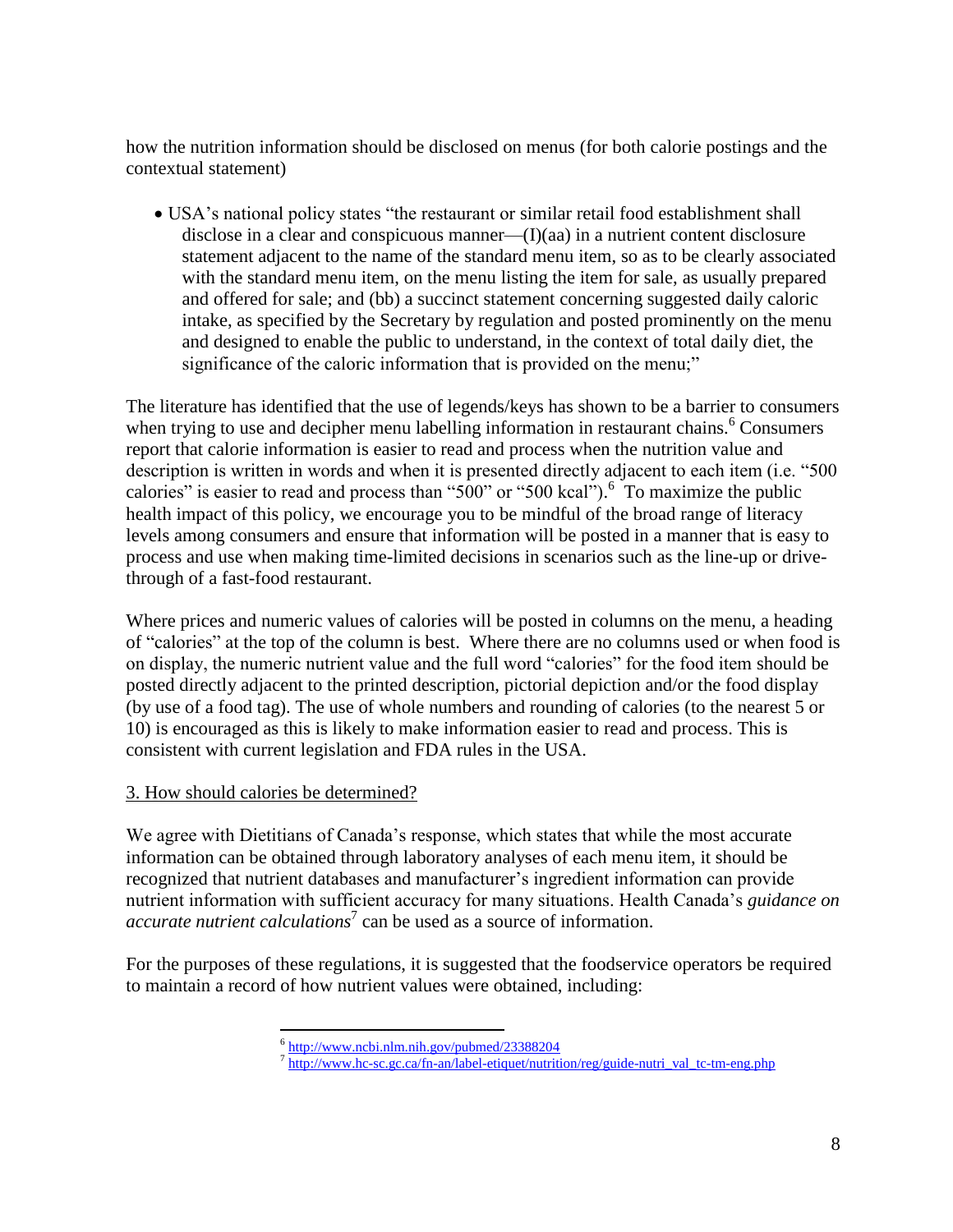how the nutrition information should be disclosed on menus (for both calorie postings and the contextual statement)

- USA's national policy states "the restaurant or similar retail food establishment shall disclose in a clear and conspicuous manner—(I)(aa) in a nutrient content disclosure statement adjacent to the name of the standard menu item, so as to be clearly associated with the standard menu item, on the menu listing the item for sale, as usually prepared and offered for sale; and (bb) a succinct statement concerning suggested daily caloric intake, as specified by the Secretary by regulation and posted prominently on the menu and designed to enable the public to understand, in the context of total daily diet, the significance of the caloric information that is provided on the menu;"

The literature has identified that the use of legends/keys has shown to be a barrier to consumers when trying to use and decipher menu labelling information in restaurant chains.[6] Consumers report that calorie information is easier to read and process when the nutrition value and description is written in words and when it is presented directly adjacent to each item (i.e. "500 calories" is easier to read and process than "500" or "500 kcal").[6] To maximize the public health impact of this policy, we encourage you to be mindful of the broad range of literacy levels among consumers and ensure that information will be posted in a manner that is easy to process and use when making time-limited decisions in scenarios such as the line-up or drive-through of a fast-food restaurant.

Where prices and numeric values of calories will be posted in columns on the menu, a heading of "calories" at the top of the column is best. Where there are no columns used or when food is on display, the numeric nutrient value and the full word "calories" for the food item should be posted directly adjacent to the printed description, pictorial depiction and/or the food display (by use of a food tag). The use of whole numbers and rounding of calories (to the nearest 5 or 10) is encouraged as this is likely to make information easier to read and process. This is consistent with current legislation and FDA rules in the USA.

3. How should calories be determined?

We agree with Dietitians of Canada's response, which states that while the most accurate information can be obtained through laboratory analyses of each menu item, it should be recognized that nutrient databases and manufacturer's ingredient information can provide nutrient information with sufficient accuracy for many situations. Health Canada's *guidance on accurate nutrient calculations*[7] can be used as a source of information.

For the purposes of these regulations, it is suggested that the foodservice operators be required to maintain a record of how nutrient values were obtained, including:

---

[6] http://www.ncbi.nlm.nih.gov/pubmed/23388204

[7] http://www.hc-sc.gc.ca/fn-an/label-etiquet/nutrition/reg/guide-nutri_val_tc-tm-eng.php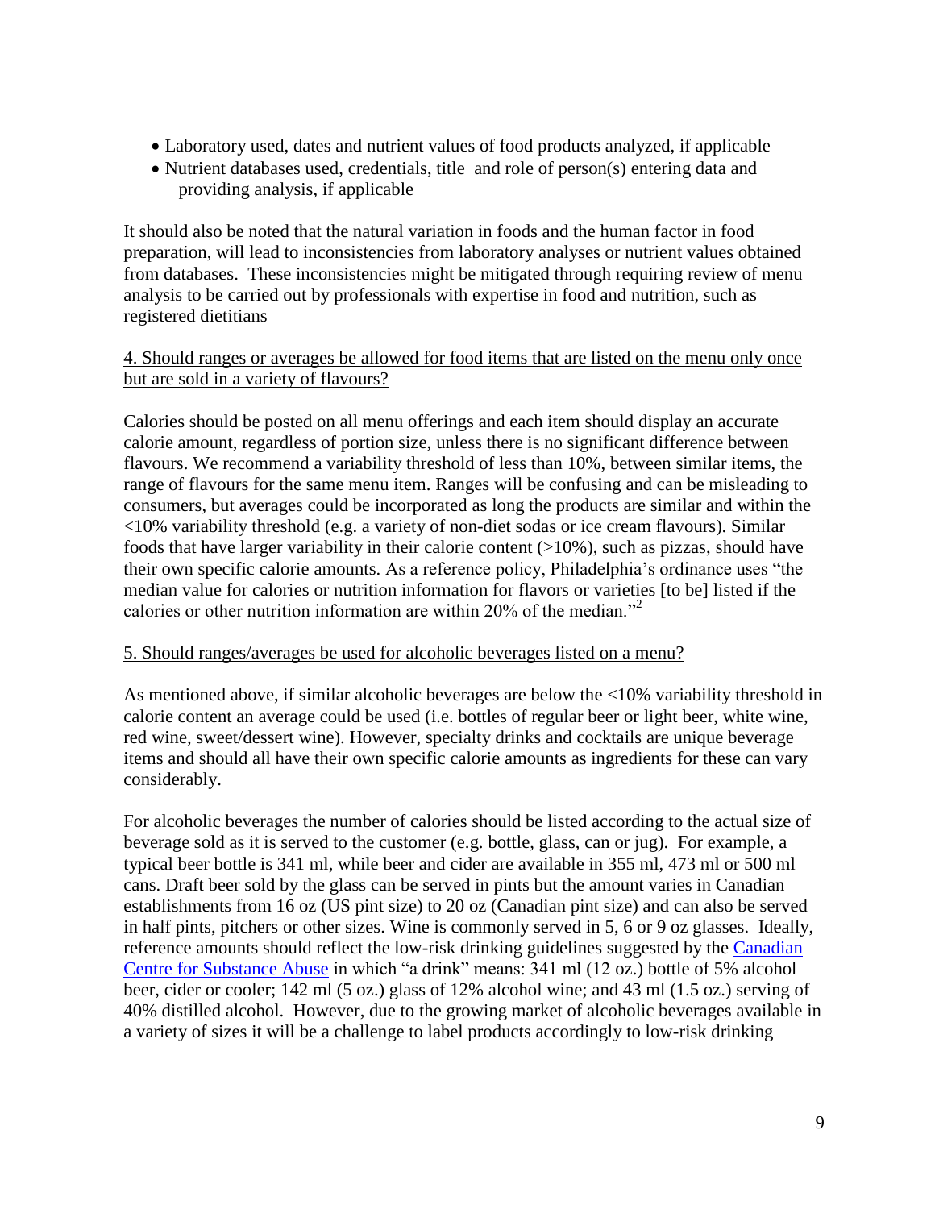- Laboratory used, dates and nutrient values of food products analyzed, if applicable
- Nutrient databases used, credentials, title and role of person(s) entering data and providing analysis, if applicable

It should also be noted that the natural variation in foods and the human factor in food preparation, will lead to inconsistencies from laboratory analyses or nutrient values obtained from databases. These inconsistencies might be mitigated through requiring review of menu analysis to be carried out by professionals with expertise in food and nutrition, such as registered dietitians

4. Should ranges or averages be allowed for food items that are listed on the menu only once but are sold in a variety of flavours?

Calories should be posted on all menu offerings and each item should display an accurate calorie amount, regardless of portion size, unless there is no significant difference between flavours. We recommend a variability threshold of less than 10%, between similar items, the range of flavours for the same menu item. Ranges will be confusing and can be misleading to consumers, but averages could be incorporated as long the products are similar and within the <10% variability threshold (e.g. a variety of non-diet sodas or ice cream flavours). Similar foods that have larger variability in their calorie content (>10%), such as pizzas, should have their own specific calorie amounts. As a reference policy, Philadelphia's ordinance uses "the median value for calories or nutrition information for flavors or varieties [to be] listed if the calories or other nutrition information are within 20% of the median."[2]

5. Should ranges/averages be used for alcoholic beverages listed on a menu?

As mentioned above, if similar alcoholic beverages are below the <10% variability threshold in calorie content an average could be used (i.e. bottles of regular beer or light beer, white wine, red wine, sweet/dessert wine). However, specialty drinks and cocktails are unique beverage items and should all have their own specific calorie amounts as ingredients for these can vary considerably.

For alcoholic beverages the number of calories should be listed according to the actual size of beverage sold as it is served to the customer (e.g. bottle, glass, can or jug). For example, a typical beer bottle is 341 ml, while beer and cider are available in 355 ml, 473 ml or 500 ml cans. Draft beer sold by the glass can be served in pints but the amount varies in Canadian establishments from 16 oz (US pint size) to 20 oz (Canadian pint size) and can also be served in half pints, pitchers or other sizes. Wine is commonly served in 5, 6 or 9 oz glasses. Ideally, reference amounts should reflect the low-risk drinking guidelines suggested by the Canadian Centre for Substance Abuse in which "a drink" means: 341 ml (12 oz.) bottle of 5% alcohol beer, cider or cooler; 142 ml (5 oz.) glass of 12% alcohol wine; and 43 ml (1.5 oz.) serving of 40% distilled alcohol. However, due to the growing market of alcoholic beverages available in a variety of sizes it will be a challenge to label products accordingly to low-risk drinking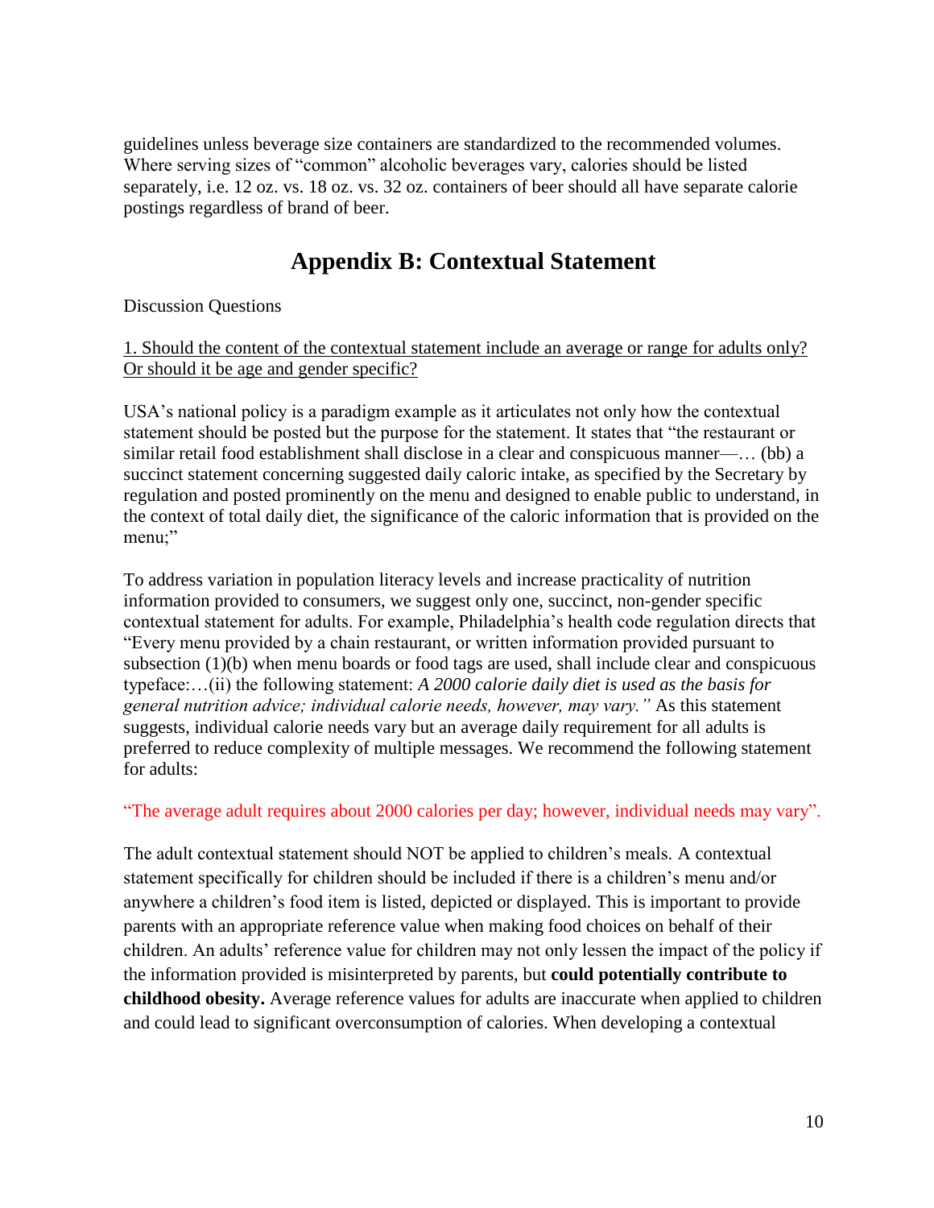guidelines unless beverage size containers are standardized to the recommended volumes. Where serving sizes of "common" alcoholic beverages vary, calories should be listed separately, i.e. 12 oz. vs. 18 oz. vs. 32 oz. containers of beer should all have separate calorie postings regardless of brand of beer.

## Appendix B: Contextual Statement

Discussion Questions

1. Should the content of the contextual statement include an average or range for adults only? Or should it be age and gender specific?

USA's national policy is a paradigm example as it articulates not only how the contextual statement should be posted but the purpose for the statement. It states that "the restaurant or similar retail food establishment shall disclose in a clear and conspicuous manner—… (bb) a succinct statement concerning suggested daily caloric intake, as specified by the Secretary by regulation and posted prominently on the menu and designed to enable public to understand, in the context of total daily diet, the significance of the caloric information that is provided on the menu;"

To address variation in population literacy levels and increase practicality of nutrition information provided to consumers, we suggest only one, succinct, non-gender specific contextual statement for adults. For example, Philadelphia's health code regulation directs that "Every menu provided by a chain restaurant, or written information provided pursuant to subsection (1)(b) when menu boards or food tags are used, shall include clear and conspicuous typeface:…(ii) the following statement: *A 2000 calorie daily diet is used as the basis for general nutrition advice; individual calorie needs, however, may vary."* As this statement suggests, individual calorie needs vary but an average daily requirement for all adults is preferred to reduce complexity of multiple messages. We recommend the following statement for adults:

"The average adult requires about 2000 calories per day; however, individual needs may vary".

The adult contextual statement should NOT be applied to children's meals. A contextual statement specifically for children should be included if there is a children's menu and/or anywhere a children's food item is listed, depicted or displayed. This is important to provide parents with an appropriate reference value when making food choices on behalf of their children. An adults' reference value for children may not only lessen the impact of the policy if the information provided is misinterpreted by parents, but **could potentially contribute to childhood obesity.** Average reference values for adults are inaccurate when applied to children and could lead to significant overconsumption of calories. When developing a contextual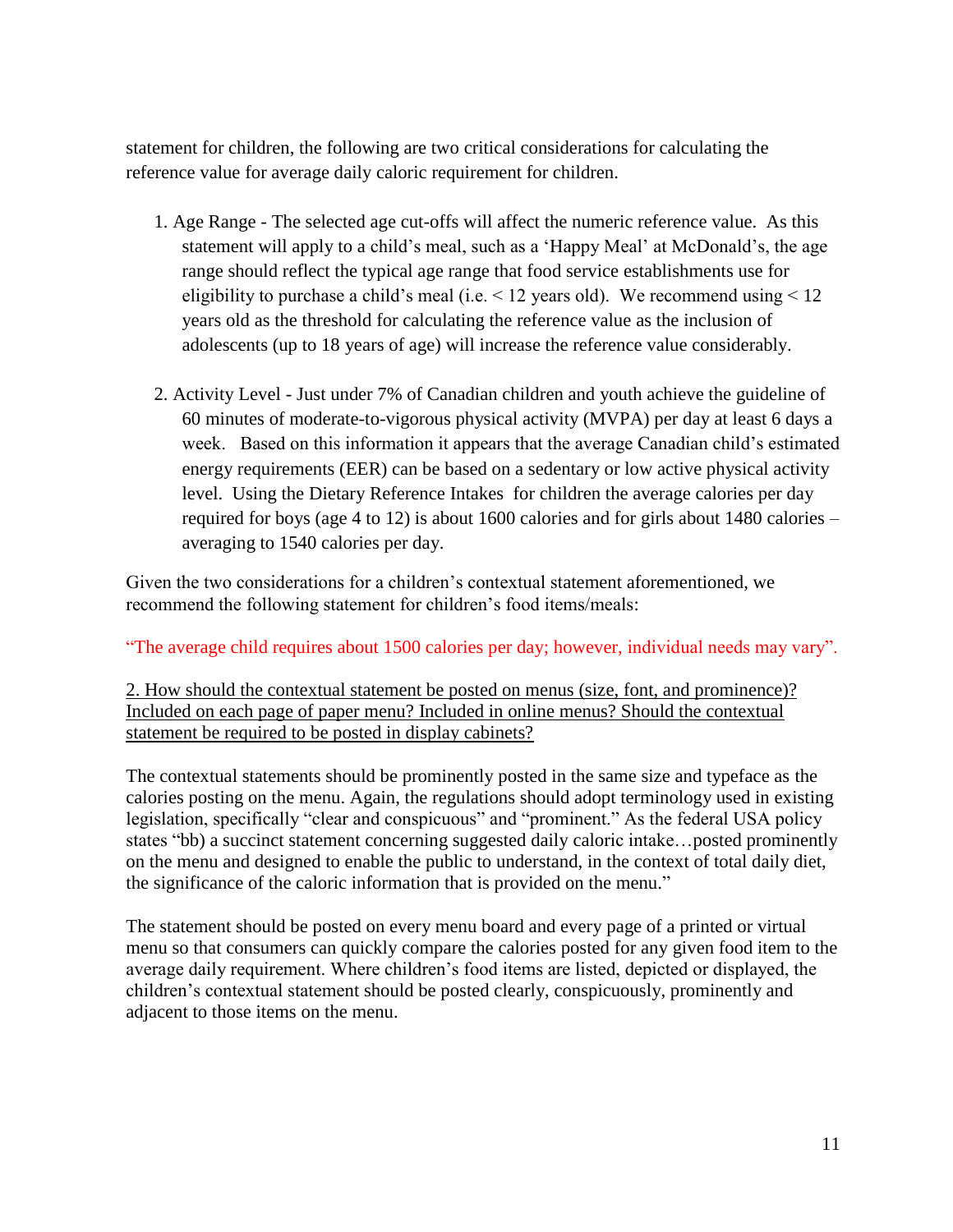statement for children, the following are two critical considerations for calculating the reference value for average daily caloric requirement for children.

1. Age Range - The selected age cut-offs will affect the numeric reference value. As this statement will apply to a child's meal, such as a 'Happy Meal' at McDonald's, the age range should reflect the typical age range that food service establishments use for eligibility to purchase a child's meal (i.e. < 12 years old). We recommend using < 12 years old as the threshold for calculating the reference value as the inclusion of adolescents (up to 18 years of age) will increase the reference value considerably.

2. Activity Level - Just under 7% of Canadian children and youth achieve the guideline of 60 minutes of moderate-to-vigorous physical activity (MVPA) per day at least 6 days a week. Based on this information it appears that the average Canadian child's estimated energy requirements (EER) can be based on a sedentary or low active physical activity level. Using the Dietary Reference Intakes for children the average calories per day required for boys (age 4 to 12) is about 1600 calories and for girls about 1480 calories – averaging to 1540 calories per day.

Given the two considerations for a children's contextual statement aforementioned, we recommend the following statement for children's food items/meals:

"The average child requires about 1500 calories per day; however, individual needs may vary".

<u>2. How should the contextual statement be posted on menus (size, font, and prominence)? Included on each page of paper menu? Included in online menus? Should the contextual statement be required to be posted in display cabinets?</u>

The contextual statements should be prominently posted in the same size and typeface as the calories posting on the menu. Again, the regulations should adopt terminology used in existing legislation, specifically "clear and conspicuous" and "prominent." As the federal USA policy states "bb) a succinct statement concerning suggested daily caloric intake…posted prominently on the menu and designed to enable the public to understand, in the context of total daily diet, the significance of the caloric information that is provided on the menu."

The statement should be posted on every menu board and every page of a printed or virtual menu so that consumers can quickly compare the calories posted for any given food item to the average daily requirement. Where children's food items are listed, depicted or displayed, the children's contextual statement should be posted clearly, conspicuously, prominently and adjacent to those items on the menu.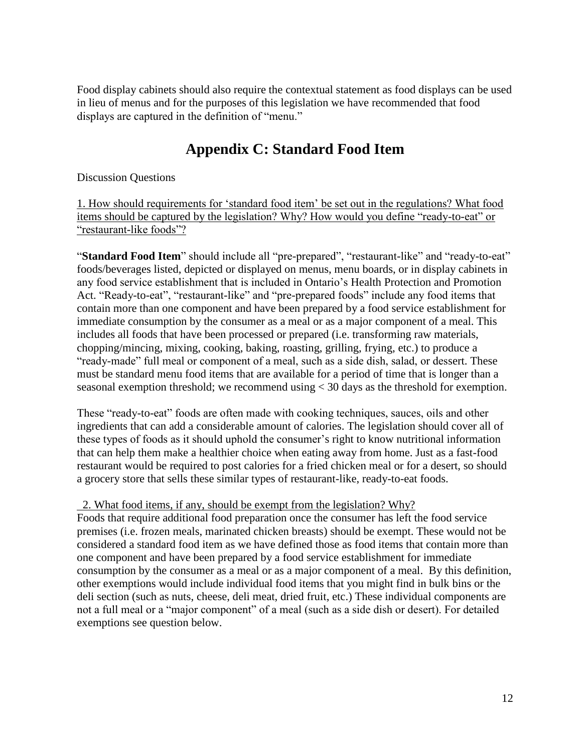Food display cabinets should also require the contextual statement as food displays can be used in lieu of menus and for the purposes of this legislation we have recommended that food displays are captured in the definition of "menu."

# Appendix C: Standard Food Item

Discussion Questions

1. How should requirements for 'standard food item' be set out in the regulations? What food items should be captured by the legislation? Why? How would you define "ready-to-eat" or "restaurant-like foods"?

"**Standard Food Item**" should include all "pre-prepared", "restaurant-like" and "ready-to-eat" foods/beverages listed, depicted or displayed on menus, menu boards, or in display cabinets in any food service establishment that is included in Ontario's Health Protection and Promotion Act. "Ready-to-eat", "restaurant-like" and "pre-prepared foods" include any food items that contain more than one component and have been prepared by a food service establishment for immediate consumption by the consumer as a meal or as a major component of a meal. This includes all foods that have been processed or prepared (i.e. transforming raw materials, chopping/mincing, mixing, cooking, baking, roasting, grilling, frying, etc.) to produce a "ready-made" full meal or component of a meal, such as a side dish, salad, or dessert. These must be standard menu food items that are available for a period of time that is longer than a seasonal exemption threshold; we recommend using < 30 days as the threshold for exemption.

These "ready-to-eat" foods are often made with cooking techniques, sauces, oils and other ingredients that can add a considerable amount of calories. The legislation should cover all of these types of foods as it should uphold the consumer's right to know nutritional information that can help them make a healthier choice when eating away from home. Just as a fast-food restaurant would be required to post calories for a fried chicken meal or for a desert, so should a grocery store that sells these similar types of restaurant-like, ready-to-eat foods.

2. What food items, if any, should be exempt from the legislation? Why?

Foods that require additional food preparation once the consumer has left the food service premises (i.e. frozen meals, marinated chicken breasts) should be exempt. These would not be considered a standard food item as we have defined those as food items that contain more than one component and have been prepared by a food service establishment for immediate consumption by the consumer as a meal or as a major component of a meal. By this definition, other exemptions would include individual food items that you might find in bulk bins or the deli section (such as nuts, cheese, deli meat, dried fruit, etc.) These individual components are not a full meal or a "major component" of a meal (such as a side dish or desert). For detailed exemptions see question below.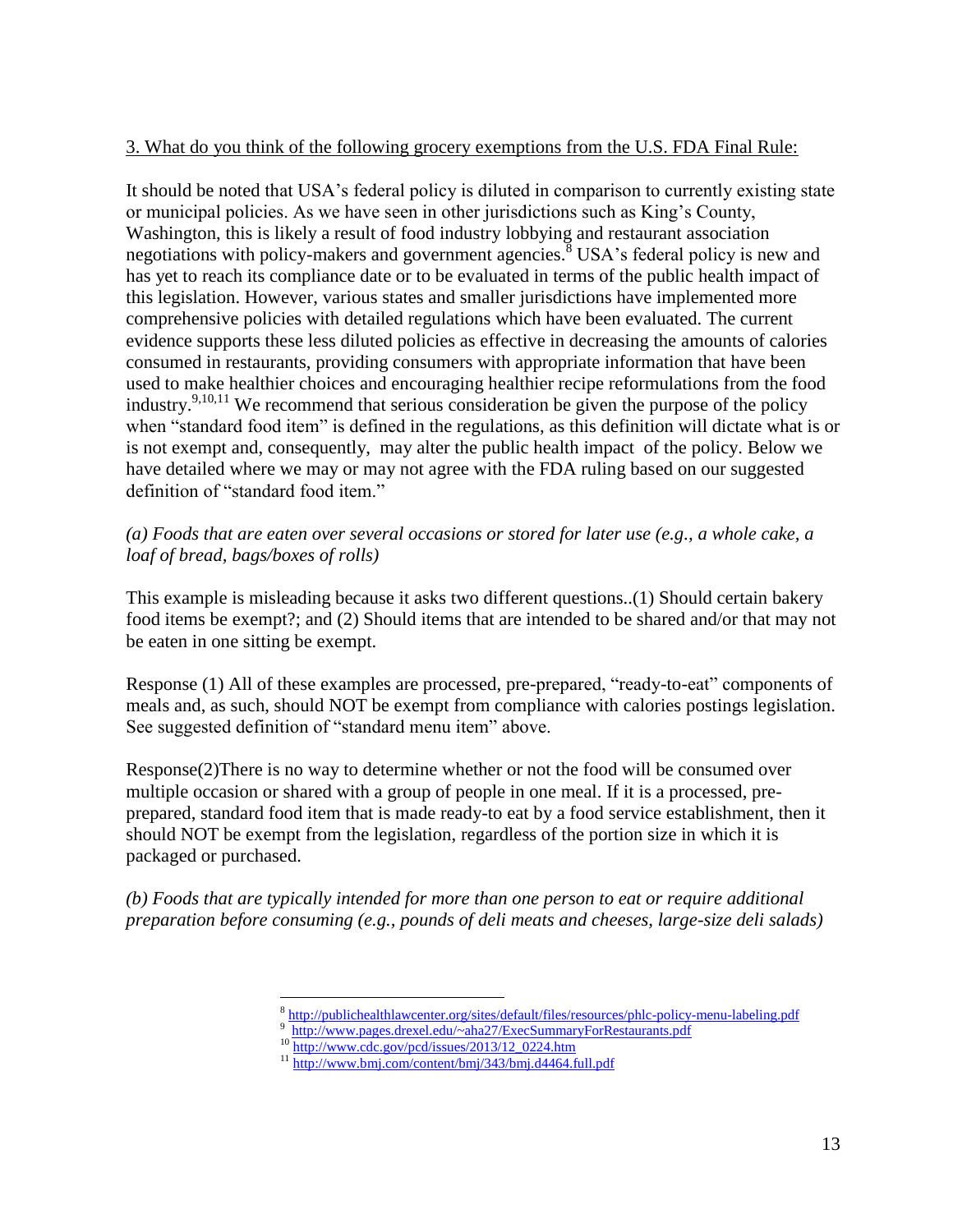3. What do you think of the following grocery exemptions from the U.S. FDA Final Rule:

It should be noted that USA's federal policy is diluted in comparison to currently existing state or municipal policies. As we have seen in other jurisdictions such as King's County, Washington, this is likely a result of food industry lobbying and restaurant association negotiations with policy-makers and government agencies.[8] USA's federal policy is new and has yet to reach its compliance date or to be evaluated in terms of the public health impact of this legislation. However, various states and smaller jurisdictions have implemented more comprehensive policies with detailed regulations which have been evaluated. The current evidence supports these less diluted policies as effective in decreasing the amounts of calories consumed in restaurants, providing consumers with appropriate information that have been used to make healthier choices and encouraging healthier recipe reformulations from the food industry.[9,10,11] We recommend that serious consideration be given the purpose of the policy when "standard food item" is defined in the regulations, as this definition will dictate what is or is not exempt and, consequently, may alter the public health impact of the policy. Below we have detailed where we may or may not agree with the FDA ruling based on our suggested definition of "standard food item."

*(a) Foods that are eaten over several occasions or stored for later use (e.g., a whole cake, a loaf of bread, bags/boxes of rolls)*

This example is misleading because it asks two different questions..(1) Should certain bakery food items be exempt?; and (2) Should items that are intended to be shared and/or that may not be eaten in one sitting be exempt.

Response (1) All of these examples are processed, pre-prepared, "ready-to-eat" components of meals and, as such, should NOT be exempt from compliance with calories postings legislation. See suggested definition of "standard menu item" above.

Response(2)There is no way to determine whether or not the food will be consumed over multiple occasion or shared with a group of people in one meal. If it is a processed, pre-prepared, standard food item that is made ready-to eat by a food service establishment, then it should NOT be exempt from the legislation, regardless of the portion size in which it is packaged or purchased.

*(b) Foods that are typically intended for more than one person to eat or require additional preparation before consuming (e.g., pounds of deli meats and cheeses, large-size deli salads)*

---

[8] http://publichealthlawcenter.org/sites/default/files/resources/phlc-policy-menu-labeling.pdf

[9] http://www.pages.drexel.edu/~aha27/ExecSummaryForRestaurants.pdf

[10] http://www.cdc.gov/pcd/issues/2013/12_0224.htm

[11] http://www.bmj.com/content/bmj/343/bmj.d4464.full.pdf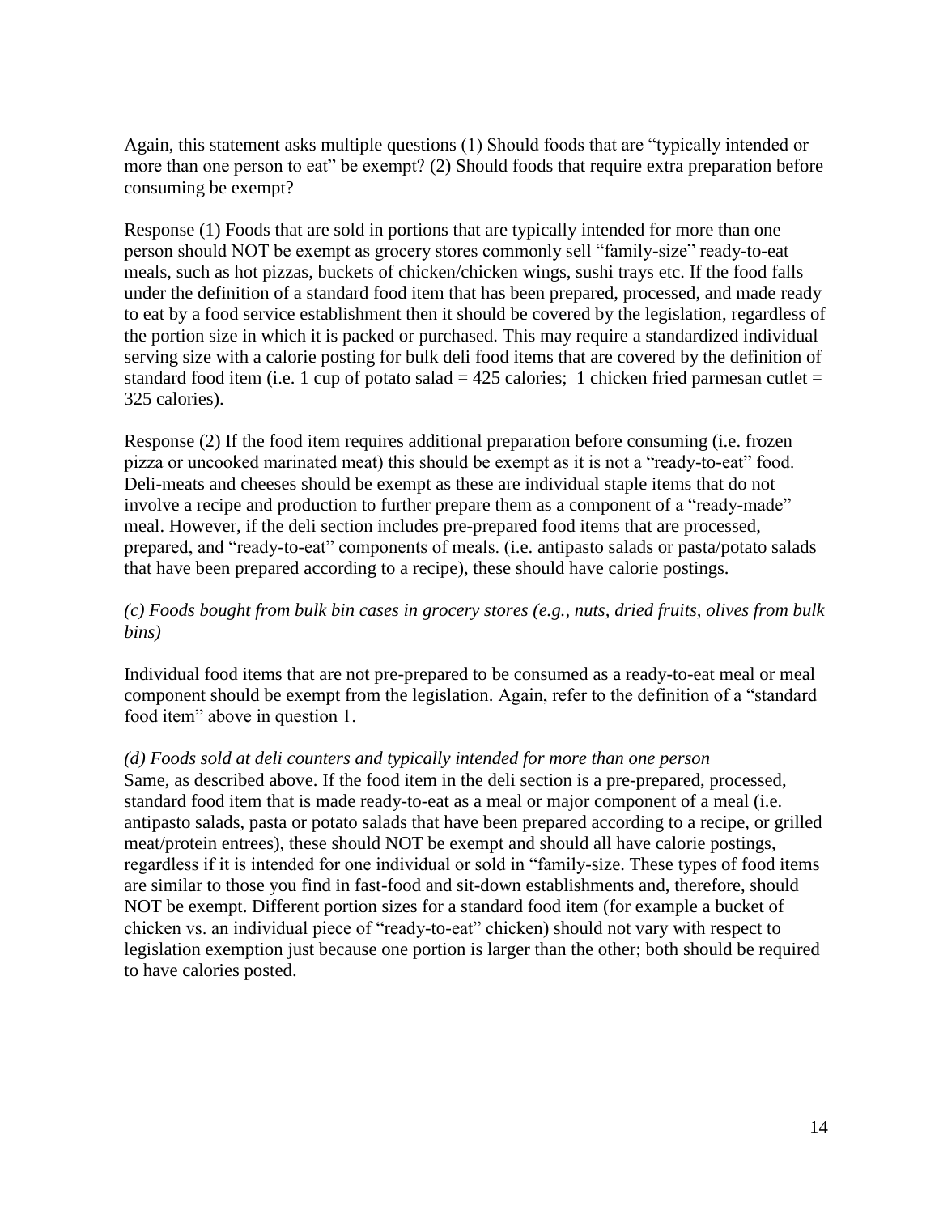Again, this statement asks multiple questions (1) Should foods that are "typically intended or more than one person to eat" be exempt? (2) Should foods that require extra preparation before consuming be exempt?

Response (1) Foods that are sold in portions that are typically intended for more than one person should NOT be exempt as grocery stores commonly sell "family-size" ready-to-eat meals, such as hot pizzas, buckets of chicken/chicken wings, sushi trays etc. If the food falls under the definition of a standard food item that has been prepared, processed, and made ready to eat by a food service establishment then it should be covered by the legislation, regardless of the portion size in which it is packed or purchased. This may require a standardized individual serving size with a calorie posting for bulk deli food items that are covered by the definition of standard food item (i.e. 1 cup of potato salad = 425 calories;  1 chicken fried parmesan cutlet = 325 calories).

Response (2) If the food item requires additional preparation before consuming (i.e. frozen pizza or uncooked marinated meat) this should be exempt as it is not a "ready-to-eat" food. Deli-meats and cheeses should be exempt as these are individual staple items that do not involve a recipe and production to further prepare them as a component of a "ready-made" meal. However, if the deli section includes pre-prepared food items that are processed, prepared, and "ready-to-eat" components of meals. (i.e. antipasto salads or pasta/potato salads that have been prepared according to a recipe), these should have calorie postings.

*(c) Foods bought from bulk bin cases in grocery stores (e.g., nuts, dried fruits, olives from bulk bins)*

Individual food items that are not pre-prepared to be consumed as a ready-to-eat meal or meal component should be exempt from the legislation. Again, refer to the definition of a "standard food item" above in question 1.

*(d) Foods sold at deli counters and typically intended for more than one person*

Same, as described above. If the food item in the deli section is a pre-prepared, processed, standard food item that is made ready-to-eat as a meal or major component of a meal (i.e. antipasto salads, pasta or potato salads that have been prepared according to a recipe, or grilled meat/protein entrees), these should NOT be exempt and should all have calorie postings, regardless if it is intended for one individual or sold in "family-size. These types of food items are similar to those you find in fast-food and sit-down establishments and, therefore, should NOT be exempt. Different portion sizes for a standard food item (for example a bucket of chicken vs. an individual piece of "ready-to-eat" chicken) should not vary with respect to legislation exemption just because one portion is larger than the other; both should be required to have calories posted.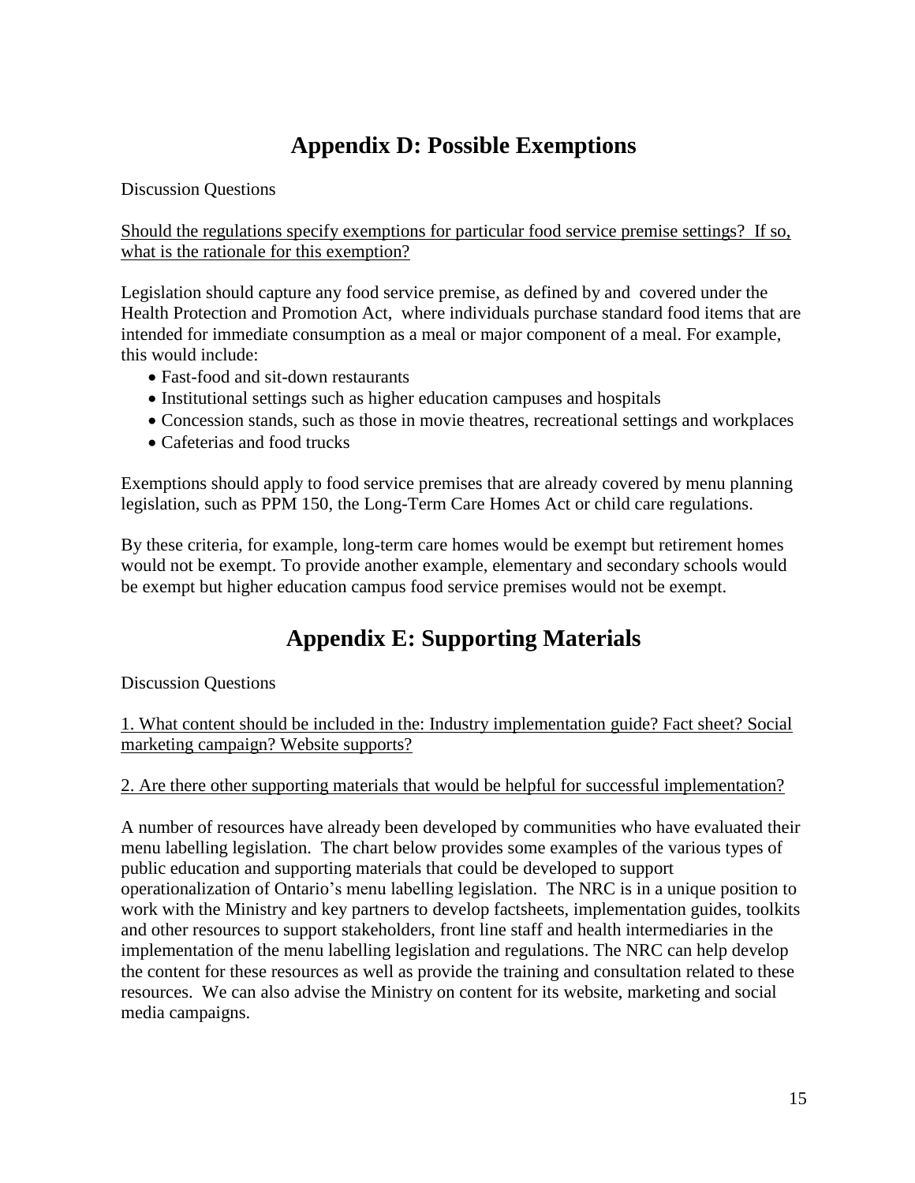# Appendix D: Possible Exemptions

Discussion Questions

<u>Should the regulations specify exemptions for particular food service premise settings? If so, what is the rationale for this exemption?</u>

Legislation should capture any food service premise, as defined by and covered under the Health Protection and Promotion Act, where individuals purchase standard food items that are intended for immediate consumption as a meal or major component of a meal. For example, this would include:

- Fast-food and sit-down restaurants
- Institutional settings such as higher education campuses and hospitals
- Concession stands, such as those in movie theatres, recreational settings and workplaces
- Cafeterias and food trucks

Exemptions should apply to food service premises that are already covered by menu planning legislation, such as PPM 150, the Long-Term Care Homes Act or child care regulations.

By these criteria, for example, long-term care homes would be exempt but retirement homes would not be exempt. To provide another example, elementary and secondary schools would be exempt but higher education campus food service premises would not be exempt.

# Appendix E: Supporting Materials

Discussion Questions

<u>1. What content should be included in the: Industry implementation guide? Fact sheet? Social marketing campaign? Website supports?</u>

<u>2. Are there other supporting materials that would be helpful for successful implementation?</u>

A number of resources have already been developed by communities who have evaluated their menu labelling legislation. The chart below provides some examples of the various types of public education and supporting materials that could be developed to support operationalization of Ontario's menu labelling legislation. The NRC is in a unique position to work with the Ministry and key partners to develop factsheets, implementation guides, toolkits and other resources to support stakeholders, front line staff and health intermediaries in the implementation of the menu labelling legislation and regulations. The NRC can help develop the content for these resources as well as provide the training and consultation related to these resources. We can also advise the Ministry on content for its website, marketing and social media campaigns.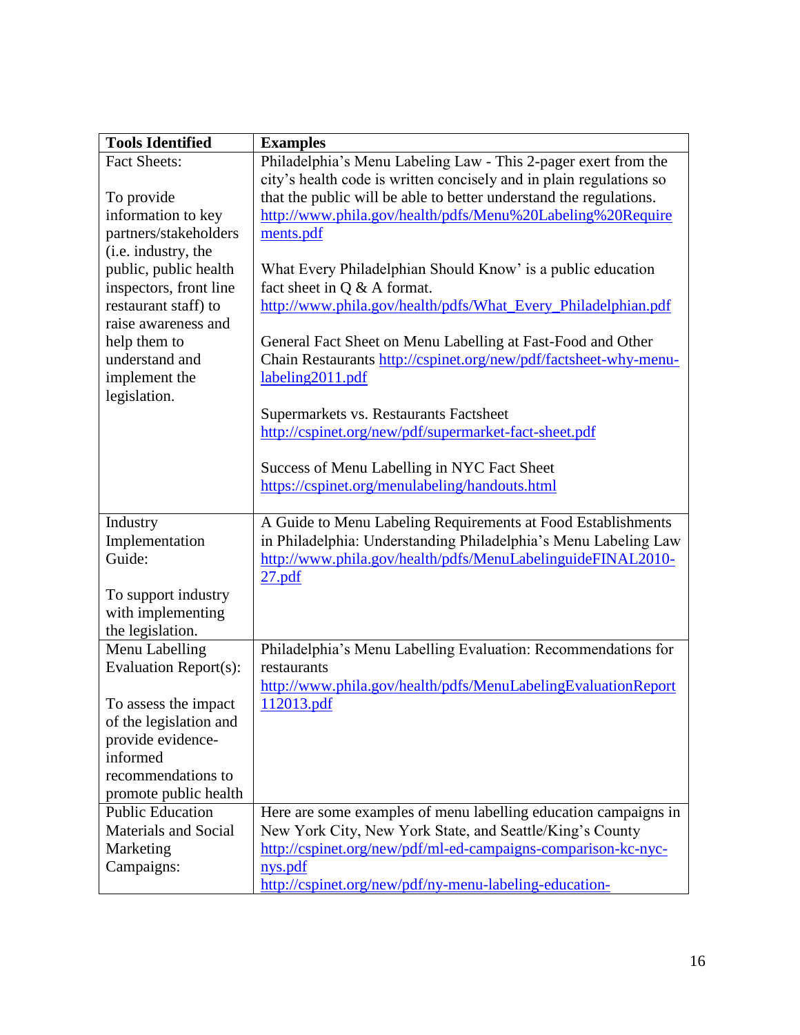| Tools Identified | Examples |
|---|---|
| Fact Sheets:<br><br>To provide information to key partners/stakeholders (i.e. industry, the public, public health inspectors, front line restaurant staff) to raise awareness and help them to understand and implement the legislation. | Philadelphia's Menu Labeling Law - This 2-pager exert from the city's health code is written concisely and in plain regulations so that the public will be able to better understand the regulations. http://www.phila.gov/health/pdfs/Menu%20Labeling%20Requirements.pdf<br><br>What Every Philadelphian Should Know' is a public education fact sheet in Q & A format. http://www.phila.gov/health/pdfs/What_Every_Philadelphian.pdf<br><br>General Fact Sheet on Menu Labelling at Fast-Food and Other Chain Restaurants http://cspinet.org/new/pdf/factsheet-why-menu-labeling2011.pdf<br><br>Supermarkets vs. Restaurants Factsheet http://cspinet.org/new/pdf/supermarket-fact-sheet.pdf<br><br>Success of Menu Labelling in NYC Fact Sheet https://cspinet.org/menulabeling/handouts.html |
| Industry Implementation Guide:<br><br>To support industry with implementing the legislation. | A Guide to Menu Labeling Requirements at Food Establishments in Philadelphia: Understanding Philadelphia's Menu Labeling Law http://www.phila.gov/health/pdfs/MenuLabelinguideFINAL2010-27.pdf |
| Menu Labelling Evaluation Report(s):<br><br>To assess the impact of the legislation and provide evidence-informed recommendations to promote public health | Philadelphia's Menu Labelling Evaluation: Recommendations for restaurants http://www.phila.gov/health/pdfs/MenuLabelingEvaluationReport112013.pdf |
| Public Education Materials and Social Marketing Campaigns: | Here are some examples of menu labelling education campaigns in New York City, New York State, and Seattle/King's County http://cspinet.org/new/pdf/ml-ed-campaigns-comparison-kc-nyc-nys.pdf http://cspinet.org/new/pdf/ny-menu-labeling-education- |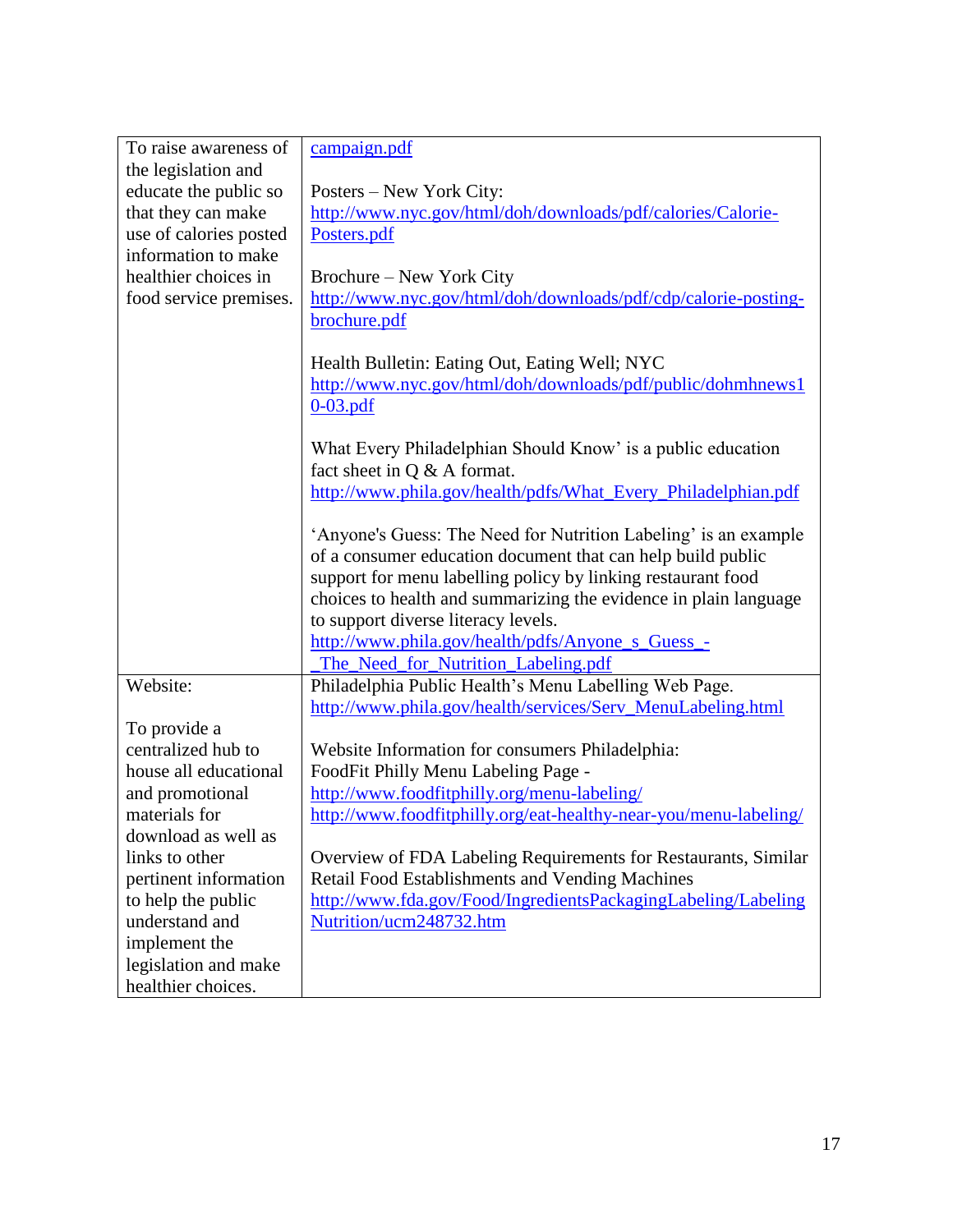| | |
|---|---|
| To raise awareness of the legislation and educate the public so that they can make use of calories posted information to make healthier choices in food service premises. | campaign.pdf<br><br>Posters – New York City:<br>http://www.nyc.gov/html/doh/downloads/pdf/calories/Calorie-Posters.pdf<br><br>Brochure – New York City<br>http://www.nyc.gov/html/doh/downloads/pdf/cdp/calorie-posting-brochure.pdf<br><br>Health Bulletin: Eating Out, Eating Well; NYC<br>http://www.nyc.gov/html/doh/downloads/pdf/public/dohmhnews10-03.pdf<br><br>What Every Philadelphian Should Know' is a public education fact sheet in Q & A format.<br>http://www.phila.gov/health/pdfs/What_Every_Philadelphian.pdf<br><br>'Anyone's Guess: The Need for Nutrition Labeling' is an example of a consumer education document that can help build public support for menu labelling policy by linking restaurant food choices to health and summarizing the evidence in plain language to support diverse literacy levels.<br>http://www.phila.gov/health/pdfs/Anyone_s_Guess_-_The_Need_for_Nutrition_Labeling.pdf |
| Website:<br><br>To provide a centralized hub to house all educational and promotional materials for download as well as links to other pertinent information to help the public understand and implement the legislation and make healthier choices. | Philadelphia Public Health's Menu Labelling Web Page.<br>http://www.phila.gov/health/services/Serv_MenuLabeling.html<br><br>Website Information for consumers Philadelphia:<br>FoodFit Philly Menu Labeling Page -<br>http://www.foodfitphilly.org/menu-labeling/<br>http://www.foodfitphilly.org/eat-healthy-near-you/menu-labeling/<br><br>Overview of FDA Labeling Requirements for Restaurants, Similar Retail Food Establishments and Vending Machines<br>http://www.fda.gov/Food/IngredientsPackagingLabeling/LabelingNutrition/ucm248732.htm |